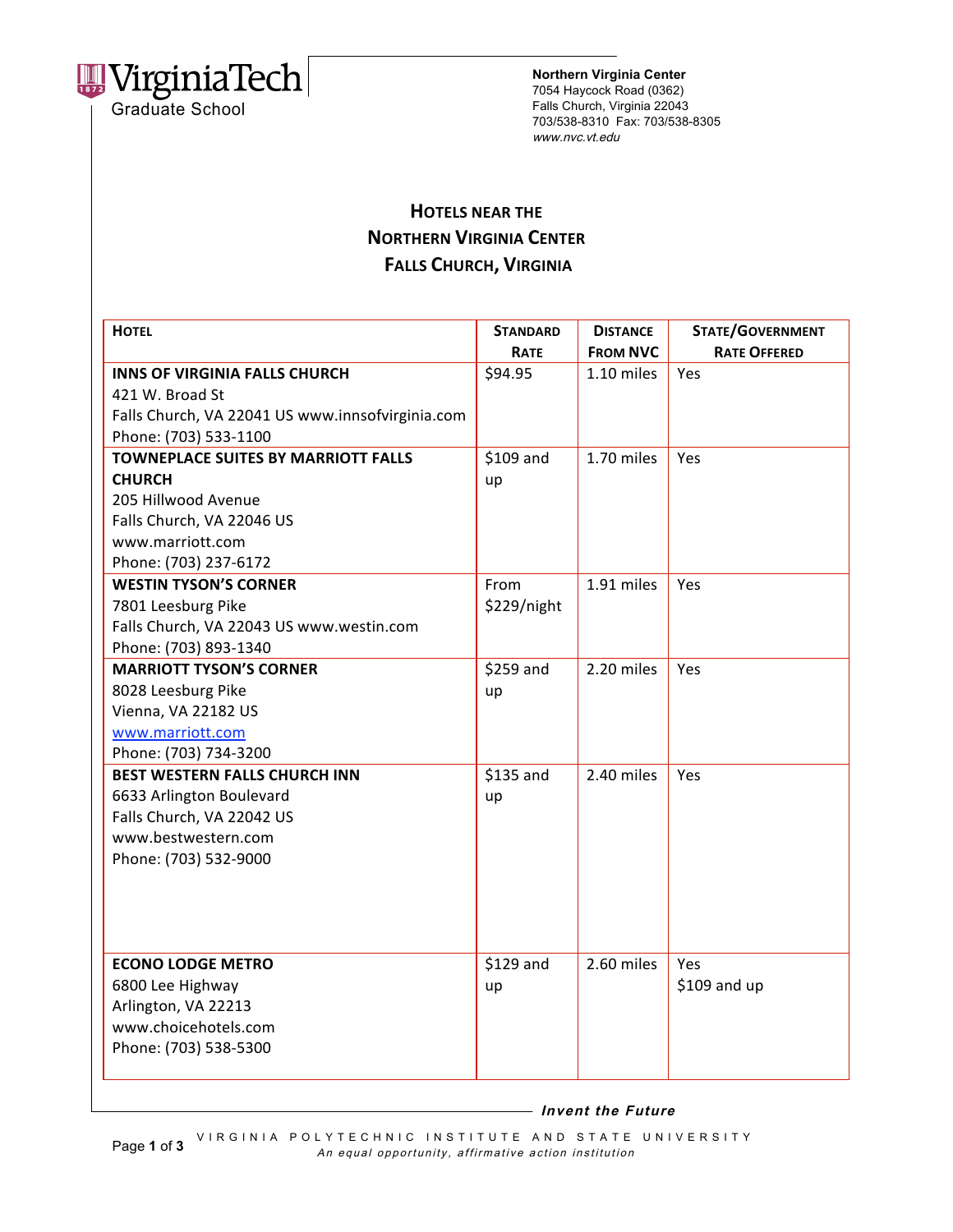Virginia Tech Graduate School

**Northern Virginia Center**
7054 Haycock Road (0362)
Falls Church, Virginia 22043
703/538-8310 Fax: 703/538-8305
*www.nvc.vt.edu*

# Hotels near the Northern Virginia Center Falls Church, Virginia

| Hotel | Standard Rate | Distance from NVC | State/Government Rate Offered |
|---|---|---|---|
| **INNS OF VIRGINIA FALLS CHURCH**<br>421 W. Broad St<br>Falls Church, VA 22041 US www.innsofvirginia.com<br>Phone: (703) 533-1100 | $94.95 | 1.10 miles | Yes |
| **TOWNEPLACE SUITES BY MARRIOTT FALLS CHURCH**<br>205 Hillwood Avenue<br>Falls Church, VA 22046 US<br>www.marriott.com<br>Phone: (703) 237-6172 | $109 and up | 1.70 miles | Yes |
| **WESTIN TYSON'S CORNER**<br>7801 Leesburg Pike<br>Falls Church, VA 22043 US www.westin.com<br>Phone: (703) 893-1340 | From $229/night | 1.91 miles | Yes |
| **MARRIOTT TYSON'S CORNER**<br>8028 Leesburg Pike<br>Vienna, VA 22182 US<br>www.marriott.com<br>Phone: (703) 734-3200 | $259 and up | 2.20 miles | Yes |
| **BEST WESTERN FALLS CHURCH INN**<br>6633 Arlington Boulevard<br>Falls Church, VA 22042 US<br>www.bestwestern.com<br>Phone: (703) 532-9000 | $135 and up | 2.40 miles | Yes |
| **ECONO LODGE METRO**<br>6800 Lee Highway<br>Arlington, VA 22213<br>www.choicehotels.com<br>Phone: (703) 538-5300 | $129 and up | 2.60 miles | Yes<br>$109 and up |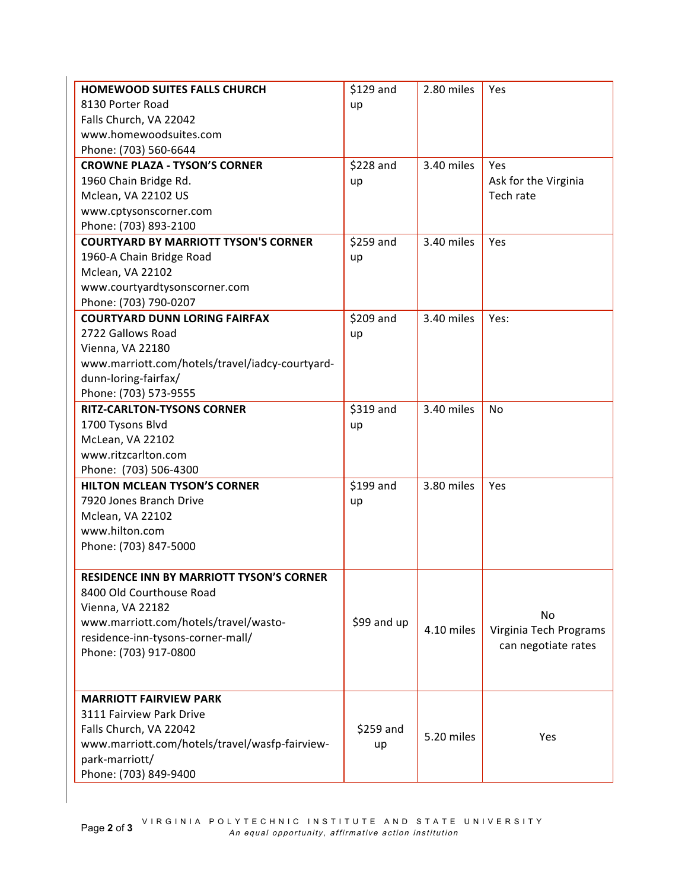| | | | |
|---|---|---|---|
| **HOMEWOOD SUITES FALLS CHURCH**<br>8130 Porter Road<br>Falls Church, VA 22042<br>www.homewoodsuites.com<br>Phone: (703) 560-6644 | $129 and up | 2.80 miles | Yes |
| **CROWNE PLAZA - TYSON'S CORNER**<br>1960 Chain Bridge Rd.<br>Mclean, VA 22102 US<br>www.cptysonscorner.com<br>Phone: (703) 893-2100 | $228 and up | 3.40 miles | Yes<br>Ask for the Virginia Tech rate |
| **COURTYARD BY MARRIOTT TYSON'S CORNER**<br>1960-A Chain Bridge Road<br>Mclean, VA 22102<br>www.courtyardtysonscorner.com<br>Phone: (703) 790-0207 | $259 and up | 3.40 miles | Yes |
| **COURTYARD DUNN LORING FAIRFAX**<br>2722 Gallows Road<br>Vienna, VA 22180<br>www.marriott.com/hotels/travel/iadcy-courtyard-dunn-loring-fairfax/<br>Phone: (703) 573-9555 | $209 and up | 3.40 miles | Yes: |
| **RITZ-CARLTON-TYSONS CORNER**<br>1700 Tysons Blvd<br>McLean, VA 22102<br>www.ritzcarlton.com<br>Phone: (703) 506-4300 | $319 and up | 3.40 miles | No |
| **HILTON MCLEAN TYSON'S CORNER**<br>7920 Jones Branch Drive<br>Mclean, VA 22102<br>www.hilton.com<br>Phone: (703) 847-5000 | $199 and up | 3.80 miles | Yes |
| **RESIDENCE INN BY MARRIOTT TYSON'S CORNER**<br>8400 Old Courthouse Road<br>Vienna, VA 22182<br>www.marriott.com/hotels/travel/wasto-residence-inn-tysons-corner-mall/<br>Phone: (703) 917-0800 | $99 and up | 4.10 miles | No<br>Virginia Tech Programs can negotiate rates |
| **MARRIOTT FAIRVIEW PARK**<br>3111 Fairview Park Drive<br>Falls Church, VA 22042<br>www.marriott.com/hotels/travel/wasfp-fairview-park-marriott/<br>Phone: (703) 849-9400 | $259 and up | 5.20 miles | Yes |

VIRGINIA POLYTECHNIC INSTITUTE AND STATE UNIVERSITY
*An equal opportunity, affirmative action institution*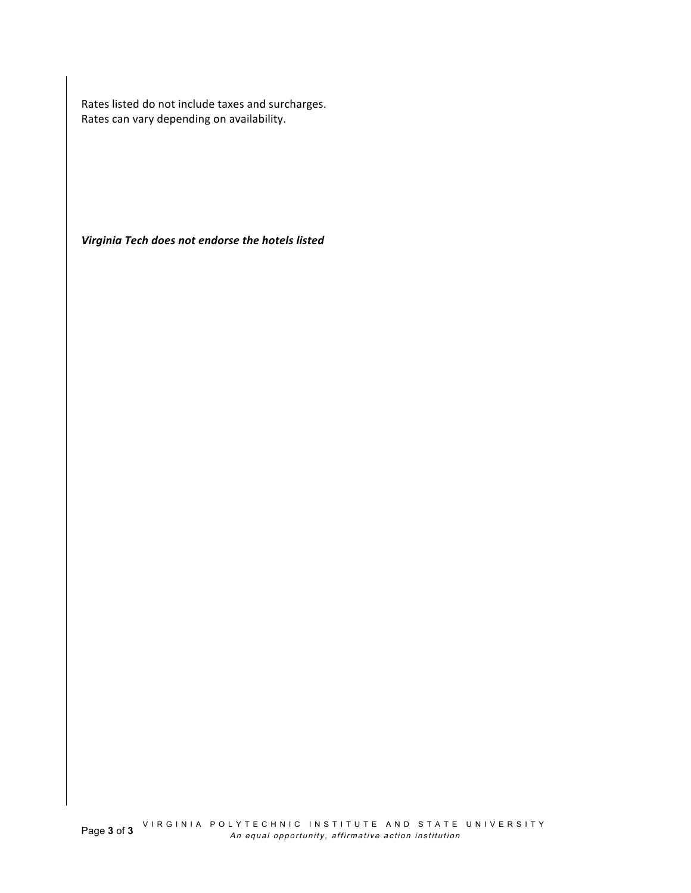Rates listed do not include taxes and surcharges.
Rates can vary depending on availability.

***Virginia Tech does not endorse the hotels listed***